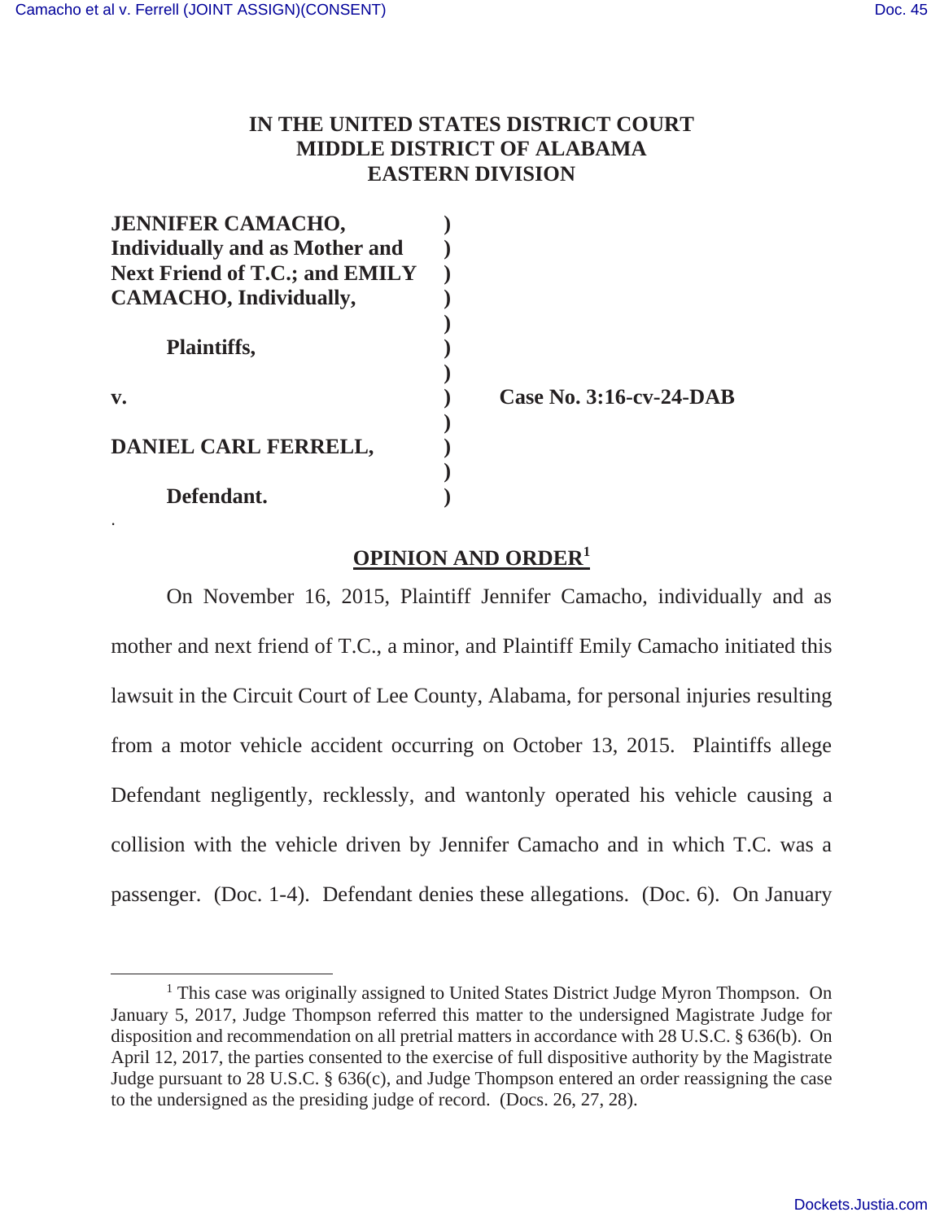**IN THE UNITED STATES DISTRICT COURT**
**MIDDLE DISTRICT OF ALABAMA**
**EASTERN DIVISION**

**JENNIFER CAMACHO, Individually and as Mother and Next Friend of T.C.; and EMILY CAMACHO, Individually,**

**Plaintiffs,**

**v.**

**DANIEL CARL FERRELL,**

**Defendant.**

**Case No. 3:16-cv-24-DAB**

## OPINION AND ORDER[1]

On November 16, 2015, Plaintiff Jennifer Camacho, individually and as mother and next friend of T.C., a minor, and Plaintiff Emily Camacho initiated this lawsuit in the Circuit Court of Lee County, Alabama, for personal injuries resulting from a motor vehicle accident occurring on October 13, 2015. Plaintiffs allege Defendant negligently, recklessly, and wantonly operated his vehicle causing a collision with the vehicle driven by Jennifer Camacho and in which T.C. was a passenger. (Doc. 1-4). Defendant denies these allegations. (Doc. 6). On January

---

[1] This case was originally assigned to United States District Judge Myron Thompson. On January 5, 2017, Judge Thompson referred this matter to the undersigned Magistrate Judge for disposition and recommendation on all pretrial matters in accordance with 28 U.S.C. § 636(b). On April 12, 2017, the parties consented to the exercise of full dispositive authority by the Magistrate Judge pursuant to 28 U.S.C. § 636(c), and Judge Thompson entered an order reassigning the case to the undersigned as the presiding judge of record. (Docs. 26, 27, 28).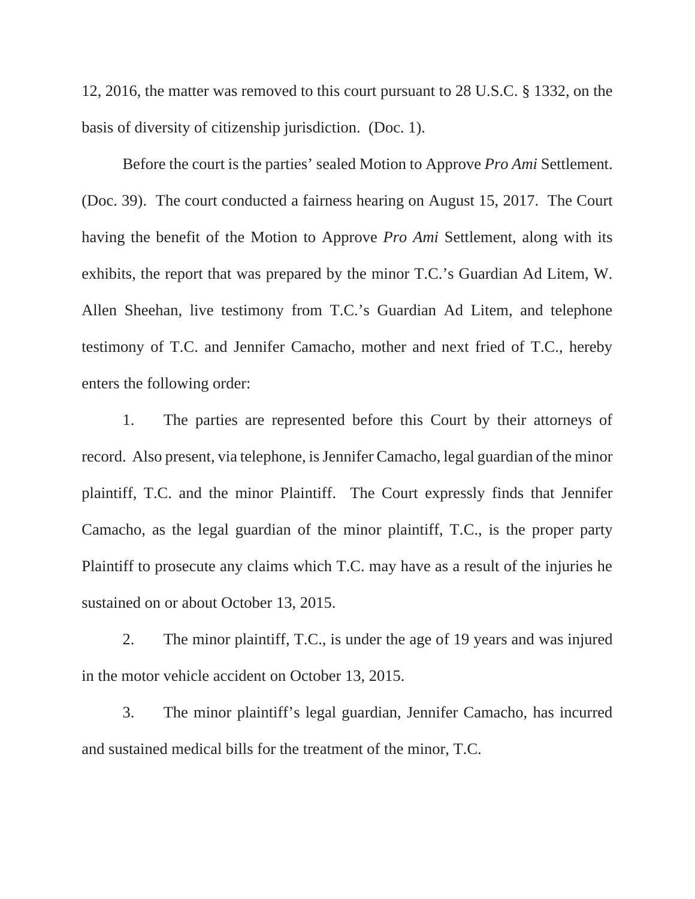12, 2016, the matter was removed to this court pursuant to 28 U.S.C. § 1332, on the basis of diversity of citizenship jurisdiction. (Doc. 1).

Before the court is the parties' sealed Motion to Approve *Pro Ami* Settlement. (Doc. 39). The court conducted a fairness hearing on August 15, 2017. The Court having the benefit of the Motion to Approve *Pro Ami* Settlement, along with its exhibits, the report that was prepared by the minor T.C.'s Guardian Ad Litem, W. Allen Sheehan, live testimony from T.C.'s Guardian Ad Litem, and telephone testimony of T.C. and Jennifer Camacho, mother and next fried of T.C., hereby enters the following order:

1. The parties are represented before this Court by their attorneys of record. Also present, via telephone, is Jennifer Camacho, legal guardian of the minor plaintiff, T.C. and the minor Plaintiff. The Court expressly finds that Jennifer Camacho, as the legal guardian of the minor plaintiff, T.C., is the proper party Plaintiff to prosecute any claims which T.C. may have as a result of the injuries he sustained on or about October 13, 2015.

2. The minor plaintiff, T.C., is under the age of 19 years and was injured in the motor vehicle accident on October 13, 2015.

3. The minor plaintiff's legal guardian, Jennifer Camacho, has incurred and sustained medical bills for the treatment of the minor, T.C.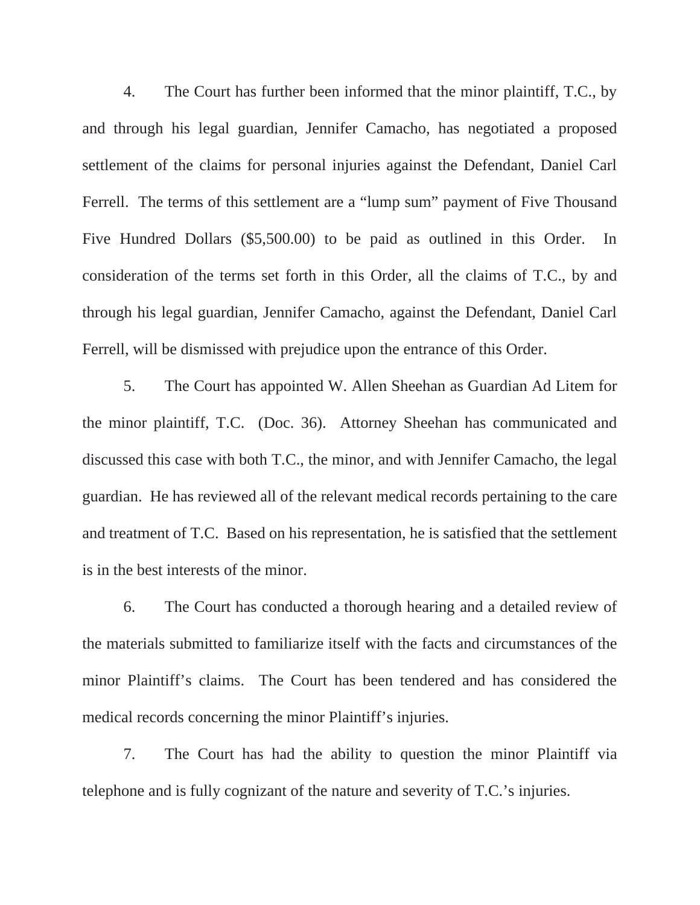4. The Court has further been informed that the minor plaintiff, T.C., by and through his legal guardian, Jennifer Camacho, has negotiated a proposed settlement of the claims for personal injuries against the Defendant, Daniel Carl Ferrell. The terms of this settlement are a "lump sum" payment of Five Thousand Five Hundred Dollars ($5,500.00) to be paid as outlined in this Order. In consideration of the terms set forth in this Order, all the claims of T.C., by and through his legal guardian, Jennifer Camacho, against the Defendant, Daniel Carl Ferrell, will be dismissed with prejudice upon the entrance of this Order.

5. The Court has appointed W. Allen Sheehan as Guardian Ad Litem for the minor plaintiff, T.C. (Doc. 36). Attorney Sheehan has communicated and discussed this case with both T.C., the minor, and with Jennifer Camacho, the legal guardian. He has reviewed all of the relevant medical records pertaining to the care and treatment of T.C. Based on his representation, he is satisfied that the settlement is in the best interests of the minor.

6. The Court has conducted a thorough hearing and a detailed review of the materials submitted to familiarize itself with the facts and circumstances of the minor Plaintiff's claims. The Court has been tendered and has considered the medical records concerning the minor Plaintiff's injuries.

7. The Court has had the ability to question the minor Plaintiff via telephone and is fully cognizant of the nature and severity of T.C.'s injuries.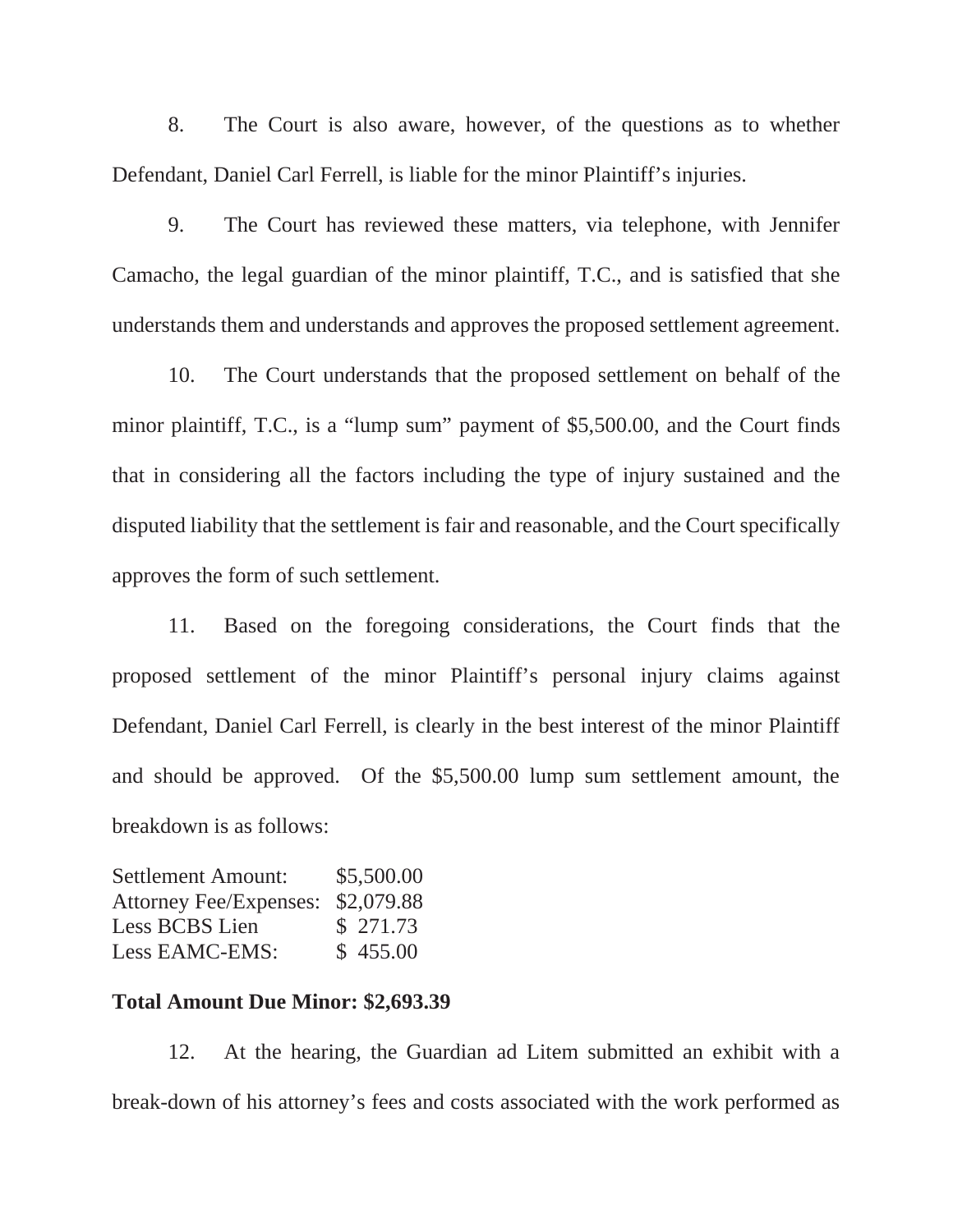8. The Court is also aware, however, of the questions as to whether Defendant, Daniel Carl Ferrell, is liable for the minor Plaintiff's injuries.

9. The Court has reviewed these matters, via telephone, with Jennifer Camacho, the legal guardian of the minor plaintiff, T.C., and is satisfied that she understands them and understands and approves the proposed settlement agreement.

10. The Court understands that the proposed settlement on behalf of the minor plaintiff, T.C., is a "lump sum" payment of $5,500.00, and the Court finds that in considering all the factors including the type of injury sustained and the disputed liability that the settlement is fair and reasonable, and the Court specifically approves the form of such settlement.

11. Based on the foregoing considerations, the Court finds that the proposed settlement of the minor Plaintiff's personal injury claims against Defendant, Daniel Carl Ferrell, is clearly in the best interest of the minor Plaintiff and should be approved. Of the $5,500.00 lump sum settlement amount, the breakdown is as follows:

| | |
|---|---|
| Settlement Amount: | $5,500.00 |
| Attorney Fee/Expenses: | $2,079.88 |
| Less BCBS Lien | $ 271.73 |
| Less EAMC-EMS: | $ 455.00 |

**Total Amount Due Minor: $2,693.39**

12. At the hearing, the Guardian ad Litem submitted an exhibit with a break-down of his attorney's fees and costs associated with the work performed as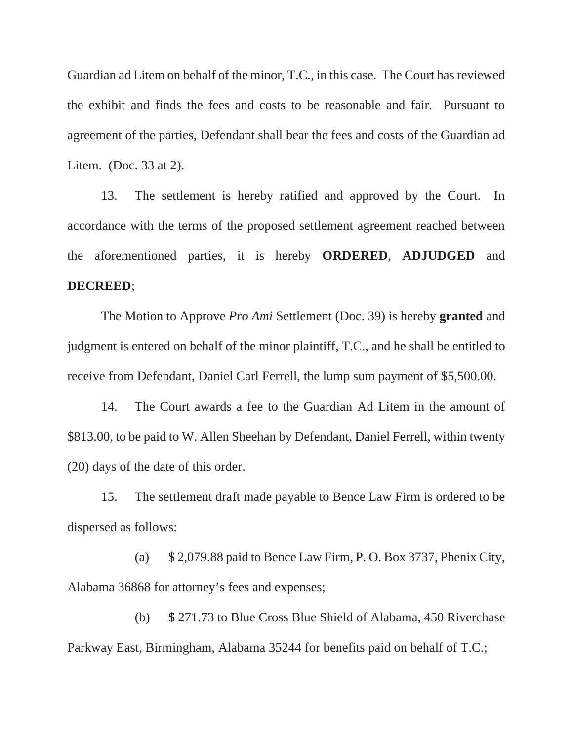Guardian ad Litem on behalf of the minor, T.C., in this case. The Court has reviewed the exhibit and finds the fees and costs to be reasonable and fair. Pursuant to agreement of the parties, Defendant shall bear the fees and costs of the Guardian ad Litem. (Doc. 33 at 2).

13. The settlement is hereby ratified and approved by the Court. In accordance with the terms of the proposed settlement agreement reached between the aforementioned parties, it is hereby **ORDERED**, **ADJUDGED** and **DECREED**;

The Motion to Approve *Pro Ami* Settlement (Doc. 39) is hereby **granted** and judgment is entered on behalf of the minor plaintiff, T.C., and he shall be entitled to receive from Defendant, Daniel Carl Ferrell, the lump sum payment of $5,500.00.

14. The Court awards a fee to the Guardian Ad Litem in the amount of $813.00, to be paid to W. Allen Sheehan by Defendant, Daniel Ferrell, within twenty (20) days of the date of this order.

15. The settlement draft made payable to Bence Law Firm is ordered to be dispersed as follows:

(a) $ 2,079.88 paid to Bence Law Firm, P. O. Box 3737, Phenix City, Alabama 36868 for attorney's fees and expenses;

(b) $ 271.73 to Blue Cross Blue Shield of Alabama, 450 Riverchase Parkway East, Birmingham, Alabama 35244 for benefits paid on behalf of T.C.;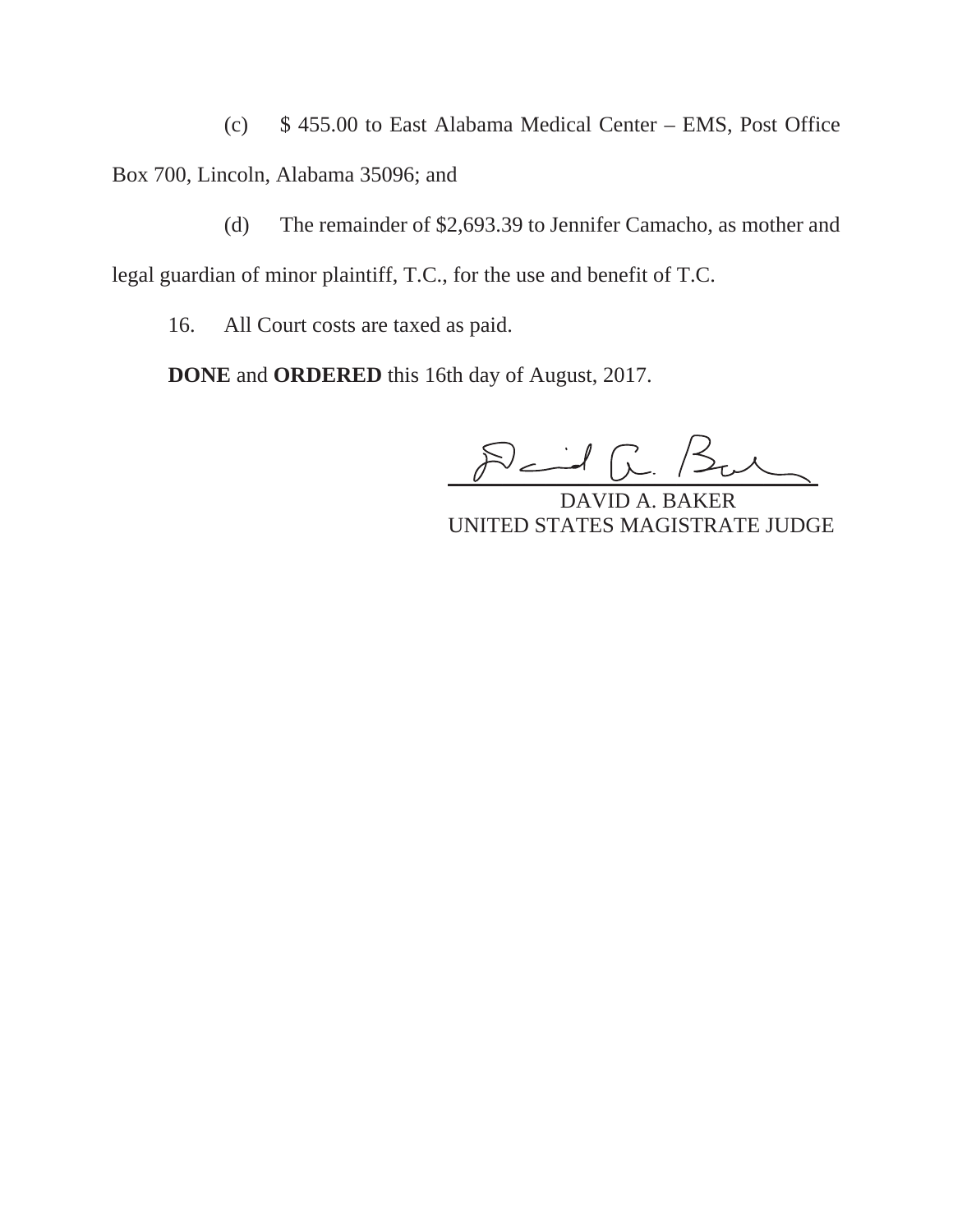(c) $ 455.00 to East Alabama Medical Center – EMS, Post Office Box 700, Lincoln, Alabama 35096; and

(d) The remainder of $2,693.39 to Jennifer Camacho, as mother and legal guardian of minor plaintiff, T.C., for the use and benefit of T.C.

16. All Court costs are taxed as paid.

**DONE** and **ORDERED** this 16th day of August, 2017.

DAVID A. BAKER
UNITED STATES MAGISTRATE JUDGE